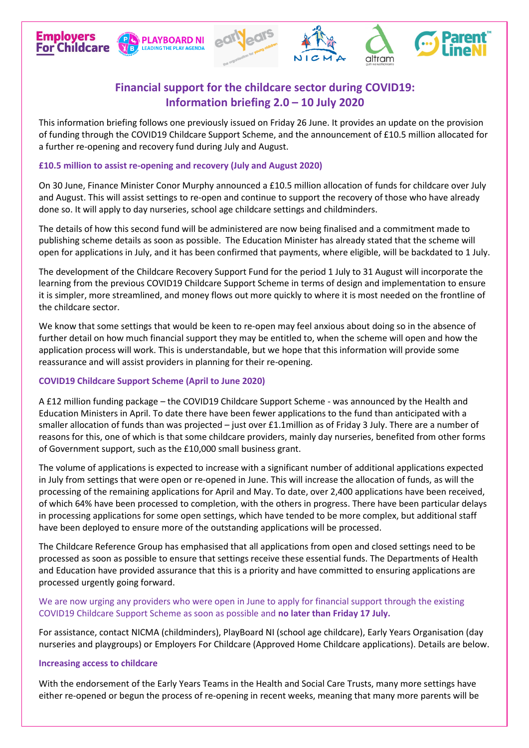# Financial support for the childcare sector during COVID19: Information briefing 2.0 – 10 July 2020

This information briefing follows one previously issued on Friday 26 June. It provides an update on the provision of funding through the COVID19 Childcare Support Scheme, and the announcement of £10.5 million allocated for a further re-opening and recovery fund during July and August.

### £10.5 million to assist re-opening and recovery (July and August 2020)

On 30 June, Finance Minister Conor Murphy announced a £10.5 million allocation of funds for childcare over July and August. This will assist settings to re-open and continue to support the recovery of those who have already done so. It will apply to day nurseries, school age childcare settings and childminders.

The details of how this second fund will be administered are now being finalised and a commitment made to publishing scheme details as soon as possible. The Education Minister has already stated that the scheme will open for applications in July, and it has been confirmed that payments, where eligible, will be backdated to 1 July.

The development of the Childcare Recovery Support Fund for the period 1 July to 31 August will incorporate the learning from the previous COVID19 Childcare Support Scheme in terms of design and implementation to ensure it is simpler, more streamlined, and money flows out more quickly to where it is most needed on the frontline of the childcare sector.

We know that some settings that would be keen to re-open may feel anxious about doing so in the absence of further detail on how much financial support they may be entitled to, when the scheme will open and how the application process will work. This is understandable, but we hope that this information will provide some reassurance and will assist providers in planning for their re-opening.

### COVID19 Childcare Support Scheme (April to June 2020)

A £12 million funding package – the COVID19 Childcare Support Scheme - was announced by the Health and Education Ministers in April. To date there have been fewer applications to the fund than anticipated with a smaller allocation of funds than was projected – just over £1.1million as of Friday 3 July. There are a number of reasons for this, one of which is that some childcare providers, mainly day nurseries, benefited from other forms of Government support, such as the £10,000 small business grant.

The volume of applications is expected to increase with a significant number of additional applications expected in July from settings that were open or re-opened in June. This will increase the allocation of funds, as will the processing of the remaining applications for April and May. To date, over 2,400 applications have been received, of which 64% have been processed to completion, with the others in progress. There have been particular delays in processing applications for some open settings, which have tended to be more complex, but additional staff have been deployed to ensure more of the outstanding applications will be processed.

The Childcare Reference Group has emphasised that all applications from open and closed settings need to be processed as soon as possible to ensure that settings receive these essential funds. The Departments of Health and Education have provided assurance that this is a priority and have committed to ensuring applications are processed urgently going forward.

We are now urging any providers who were open in June to apply for financial support through the existing COVID19 Childcare Support Scheme as soon as possible and **no later than Friday 17 July.**

For assistance, contact NICMA (childminders), PlayBoard NI (school age childcare), Early Years Organisation (day nurseries and playgroups) or Employers For Childcare (Approved Home Childcare applications). Details are below.

### Increasing access to childcare

With the endorsement of the Early Years Teams in the Health and Social Care Trusts, many more settings have either re-opened or begun the process of re-opening in recent weeks, meaning that many more parents will be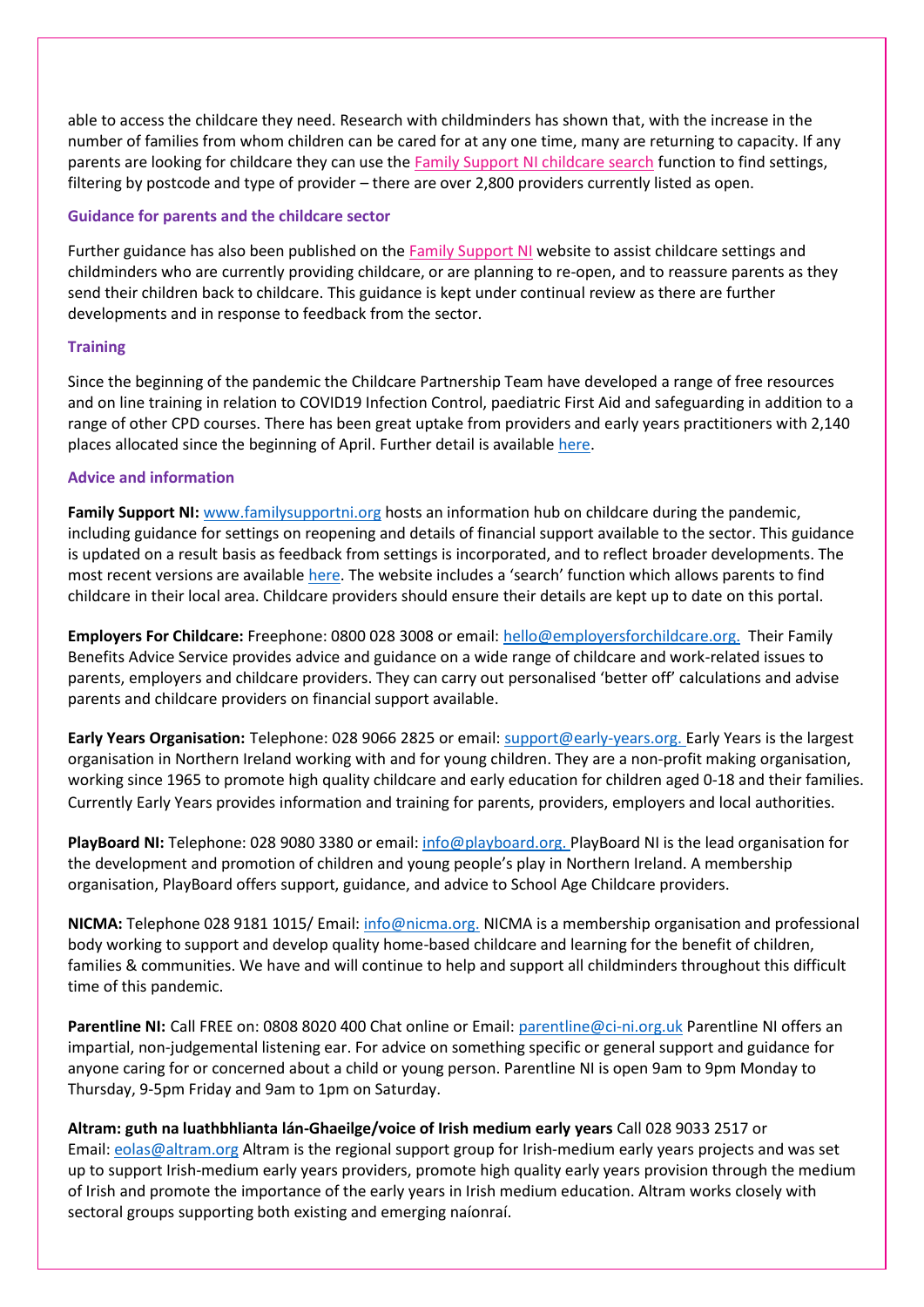able to access the childcare they need. Research with childminders has shown that, with the increase in the number of families from whom children can be cared for at any one time, many are returning to capacity. If any parents are looking for childcare they can use the Family Support NI childcare search function to find settings, filtering by postcode and type of provider – there are over 2,800 providers currently listed as open.

### Guidance for parents and the childcare sector

Further guidance has also been published on the Family Support NI website to assist childcare settings and childminders who are currently providing childcare, or are planning to re-open, and to reassure parents as they send their children back to childcare. This guidance is kept under continual review as there are further developments and in response to feedback from the sector.

### Training

Since the beginning of the pandemic the Childcare Partnership Team have developed a range of free resources and on line training in relation to COVID19 Infection Control, paediatric First Aid and safeguarding in addition to a range of other CPD courses. There has been great uptake from providers and early years practitioners with 2,140 places allocated since the beginning of April. Further detail is available here.

### Advice and information

**Family Support NI:** www.familysupportni.org hosts an information hub on childcare during the pandemic, including guidance for settings on reopening and details of financial support available to the sector. This guidance is updated on a result basis as feedback from settings is incorporated, and to reflect broader developments. The most recent versions are available here. The website includes a 'search' function which allows parents to find childcare in their local area. Childcare providers should ensure their details are kept up to date on this portal.

**Employers For Childcare:** Freephone: 0800 028 3008 or email: hello@employersforchildcare.org. Their Family Benefits Advice Service provides advice and guidance on a wide range of childcare and work-related issues to parents, employers and childcare providers. They can carry out personalised 'better off' calculations and advise parents and childcare providers on financial support available.

**Early Years Organisation:** Telephone: 028 9066 2825 or email: support@early-years.org. Early Years is the largest organisation in Northern Ireland working with and for young children. They are a non-profit making organisation, working since 1965 to promote high quality childcare and early education for children aged 0-18 and their families. Currently Early Years provides information and training for parents, providers, employers and local authorities.

**PlayBoard NI:** Telephone: 028 9080 3380 or email: info@playboard.org. PlayBoard NI is the lead organisation for the development and promotion of children and young people's play in Northern Ireland. A membership organisation, PlayBoard offers support, guidance, and advice to School Age Childcare providers.

**NICMA:** Telephone 028 9181 1015/ Email: info@nicma.org. NICMA is a membership organisation and professional body working to support and develop quality home-based childcare and learning for the benefit of children, families & communities. We have and will continue to help and support all childminders throughout this difficult time of this pandemic.

**Parentline NI:** Call FREE on: 0808 8020 400 Chat online or Email: parentline@ci-ni.org.uk Parentline NI offers an impartial, non-judgemental listening ear. For advice on something specific or general support and guidance for anyone caring for or concerned about a child or young person. Parentline NI is open 9am to 9pm Monday to Thursday, 9-5pm Friday and 9am to 1pm on Saturday.

**Altram: guth na luathbhlianta lán-Ghaeilge/voice of Irish medium early years** Call 028 9033 2517 or Email: eolas@altram.org Altram is the regional support group for Irish-medium early years projects and was set up to support Irish-medium early years providers, promote high quality early years provision through the medium of Irish and promote the importance of the early years in Irish medium education. Altram works closely with sectoral groups supporting both existing and emerging naíonraí.